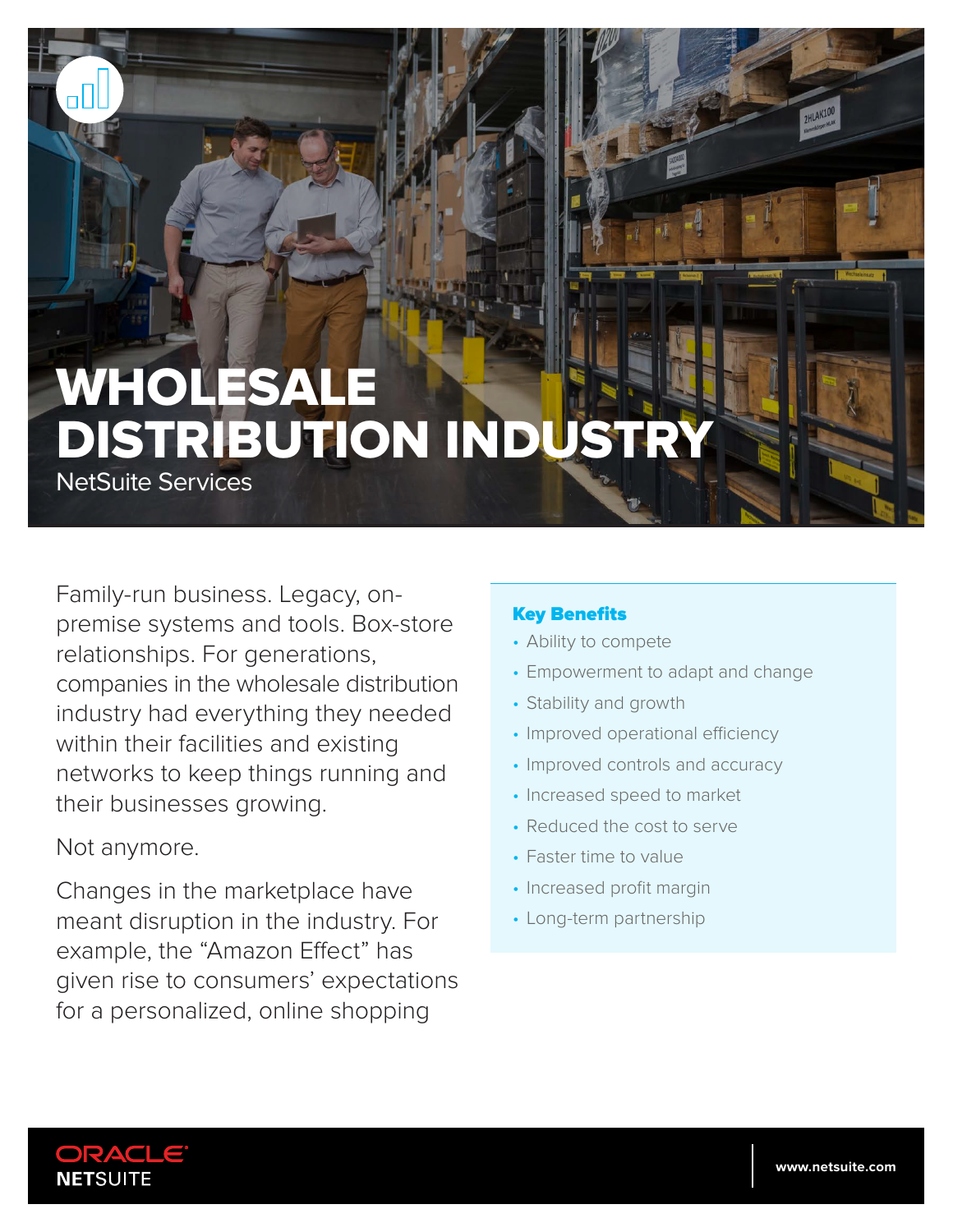# WHOLESALE DISTRIBUTION INDUSTRY

NetSuite Services

Family-run business. Legacy, on-premise systems and tools. Box-store relationships. For generations, companies in the wholesale distribution industry had everything they needed within their facilities and existing networks to keep things running and their businesses growing.

Not anymore.

Changes in the marketplace have meant disruption in the industry. For example, the “Amazon Effect” has given rise to consumers’ expectations for a personalized, online shopping

### Key Benefits

- Ability to compete
- Empowerment to adapt and change
- Stability and growth
- Improved operational efficiency
- Improved controls and accuracy
- Increased speed to market
- Reduced the cost to serve
- Faster time to value
- Increased profit margin
- Long-term partnership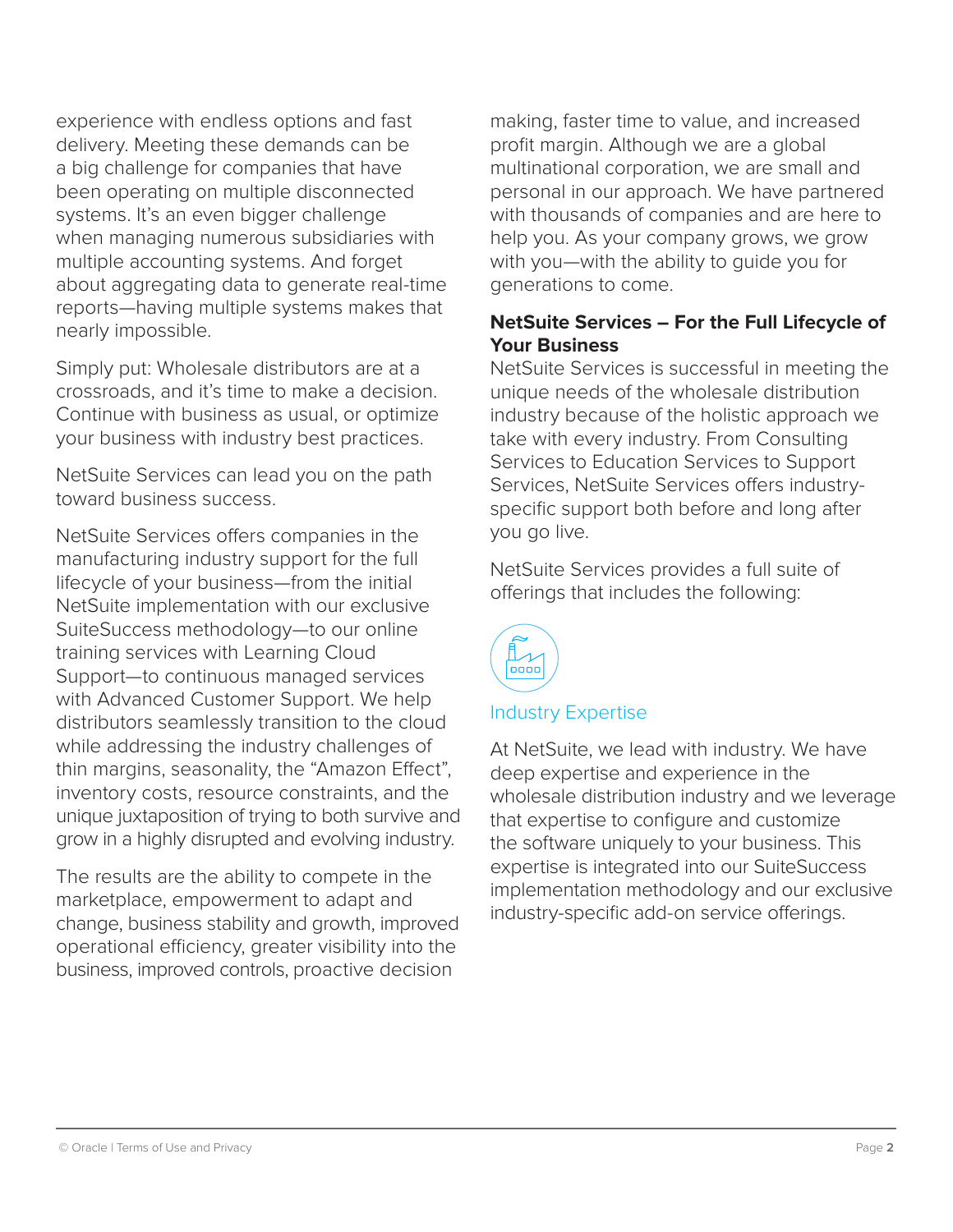experience with endless options and fast delivery. Meeting these demands can be a big challenge for companies that have been operating on multiple disconnected systems. It's an even bigger challenge when managing numerous subsidiaries with multiple accounting systems. And forget about aggregating data to generate real-time reports—having multiple systems makes that nearly impossible.

Simply put: Wholesale distributors are at a crossroads, and it's time to make a decision. Continue with business as usual, or optimize your business with industry best practices.

NetSuite Services can lead you on the path toward business success.

NetSuite Services offers companies in the manufacturing industry support for the full lifecycle of your business—from the initial NetSuite implementation with our exclusive SuiteSuccess methodology—to our online training services with Learning Cloud Support—to continuous managed services with Advanced Customer Support. We help distributors seamlessly transition to the cloud while addressing the industry challenges of thin margins, seasonality, the "Amazon Effect", inventory costs, resource constraints, and the unique juxtaposition of trying to both survive and grow in a highly disrupted and evolving industry.

The results are the ability to compete in the marketplace, empowerment to adapt and change, business stability and growth, improved operational efficiency, greater visibility into the business, improved controls, proactive decision making, faster time to value, and increased profit margin. Although we are a global multinational corporation, we are small and personal in our approach. We have partnered with thousands of companies and are here to help you. As your company grows, we grow with you—with the ability to guide you for generations to come.

**NetSuite Services – For the Full Lifecycle of Your Business**

NetSuite Services is successful in meeting the unique needs of the wholesale distribution industry because of the holistic approach we take with every industry. From Consulting Services to Education Services to Support Services, NetSuite Services offers industry-specific support both before and long after you go live.

NetSuite Services provides a full suite of offerings that includes the following:

### Industry Expertise

At NetSuite, we lead with industry. We have deep expertise and experience in the wholesale distribution industry and we leverage that expertise to configure and customize the software uniquely to your business. This expertise is integrated into our SuiteSuccess implementation methodology and our exclusive industry-specific add-on service offerings.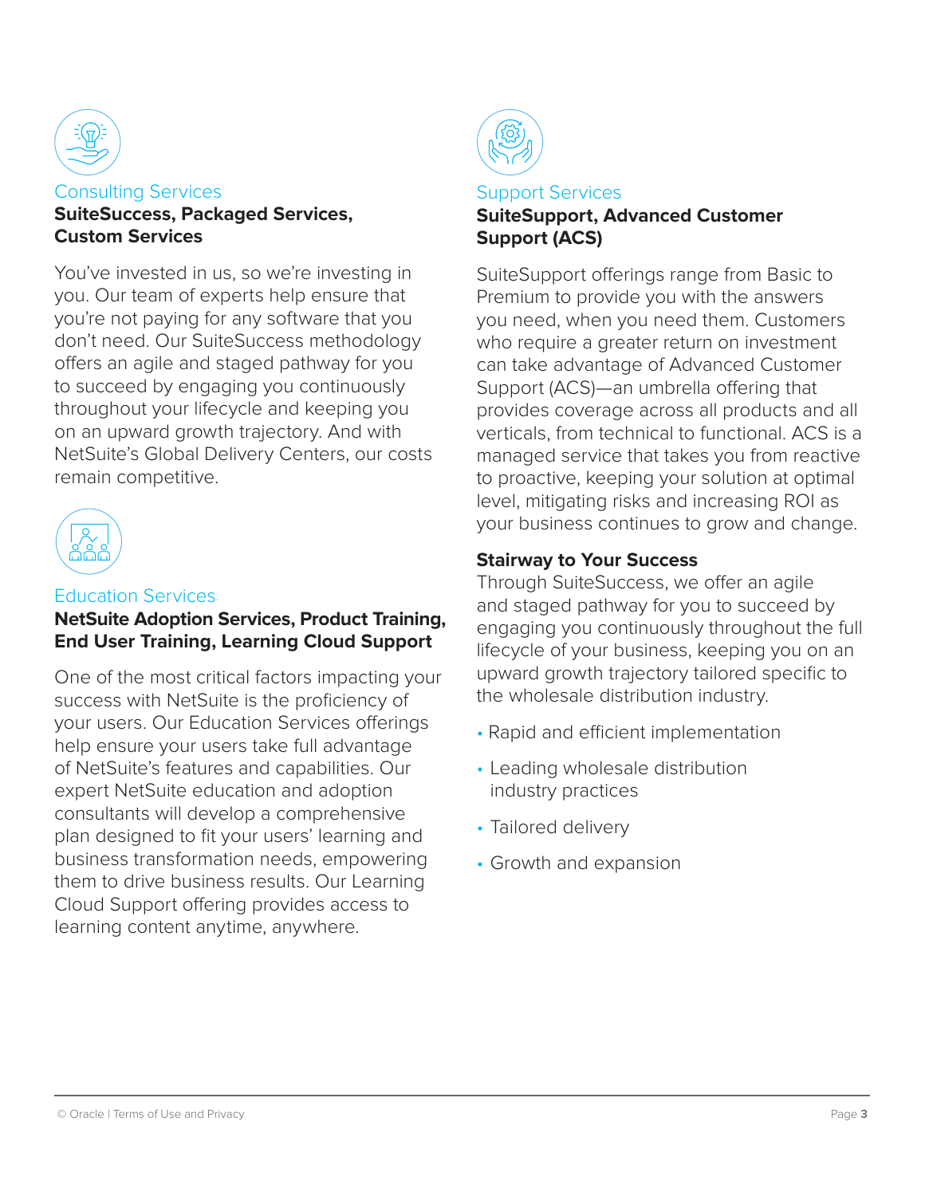## Consulting Services

**SuiteSuccess, Packaged Services, Custom Services**

You've invested in us, so we're investing in you. Our team of experts help ensure that you're not paying for any software that you don't need. Our SuiteSuccess methodology offers an agile and staged pathway for you to succeed by engaging you continuously throughout your lifecycle and keeping you on an upward growth trajectory. And with NetSuite's Global Delivery Centers, our costs remain competitive.

## Education Services

**NetSuite Adoption Services, Product Training, End User Training, Learning Cloud Support**

One of the most critical factors impacting your success with NetSuite is the proficiency of your users. Our Education Services offerings help ensure your users take full advantage of NetSuite's features and capabilities. Our expert NetSuite education and adoption consultants will develop a comprehensive plan designed to fit your users' learning and business transformation needs, empowering them to drive business results. Our Learning Cloud Support offering provides access to learning content anytime, anywhere.

## Support Services

**SuiteSupport, Advanced Customer Support (ACS)**

SuiteSupport offerings range from Basic to Premium to provide you with the answers you need, when you need them. Customers who require a greater return on investment can take advantage of Advanced Customer Support (ACS)—an umbrella offering that provides coverage across all products and all verticals, from technical to functional. ACS is a managed service that takes you from reactive to proactive, keeping your solution at optimal level, mitigating risks and increasing ROI as your business continues to grow and change.

### Stairway to Your Success

Through SuiteSuccess, we offer an agile and staged pathway for you to succeed by engaging you continuously throughout the full lifecycle of your business, keeping you on an upward growth trajectory tailored specific to the wholesale distribution industry.

- Rapid and efficient implementation
- Leading wholesale distribution industry practices
- Tailored delivery
- Growth and expansion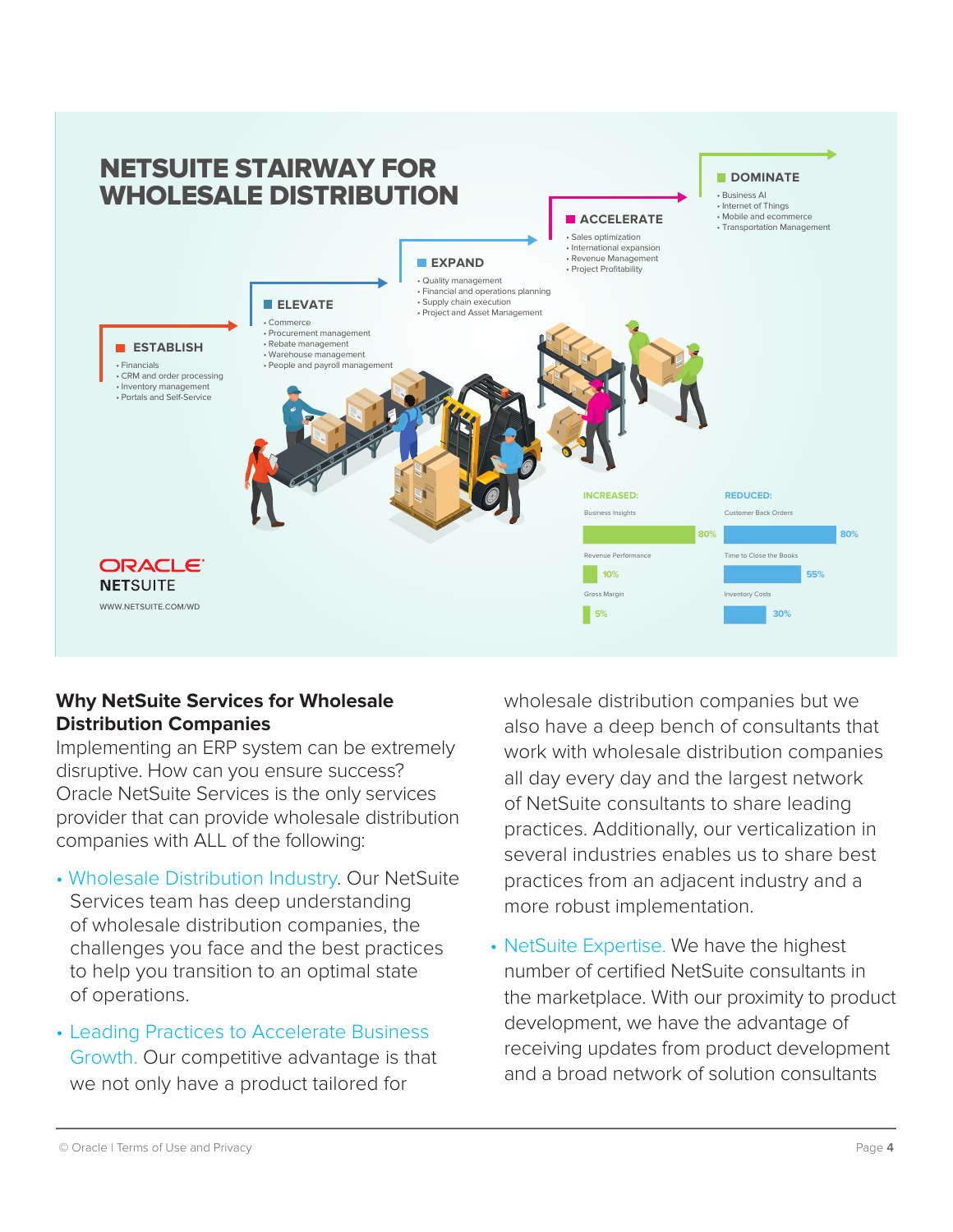## NETSUITE STAIRWAY FOR WHOLESALE DISTRIBUTION

**ESTABLISH**
- Financials
- CRM and order processing
- Inventory management
- Portals and Self-Service

**ELEVATE**
- Commerce
- Procurement management
- Rebate management
- Warehouse management
- People and payroll management

**EXPAND**
- Quality management
- Financial and operations planning
- Supply chain execution
- Project and Asset Management

**ACCELERATE**
- Sales optimization
- International expansion
- Revenue Management
- Project Profitability

**DOMINATE**
- Business AI
- Internet of Things
- Mobile and ecommerce
- Transportation Management

**INCREASED:**
- Business Insights 80%
- Revenue Performance 10%
- Gross Margin 5%

**REDUCED:**
- Customer Back Orders 80%
- Time to Close the Books 55%
- Inventory Costs 30%

ORACLE NETSUITE

WWW.NETSUITE.COM/WD

### Why NetSuite Services for Wholesale Distribution Companies

Implementing an ERP system can be extremely disruptive. How can you ensure success? Oracle NetSuite Services is the only services provider that can provide wholesale distribution companies with ALL of the following:

- Wholesale Distribution Industry. Our NetSuite Services team has deep understanding of wholesale distribution companies, the challenges you face and the best practices to help you transition to an optimal state of operations.
- Leading Practices to Accelerate Business Growth. Our competitive advantage is that we not only have a product tailored for wholesale distribution companies but we also have a deep bench of consultants that work with wholesale distribution companies all day every day and the largest network of NetSuite consultants to share leading practices. Additionally, our verticalization in several industries enables us to share best practices from an adjacent industry and a more robust implementation.
- NetSuite Expertise. We have the highest number of certified NetSuite consultants in the marketplace. With our proximity to product development, we have the advantage of receiving updates from product development and a broad network of solution consultants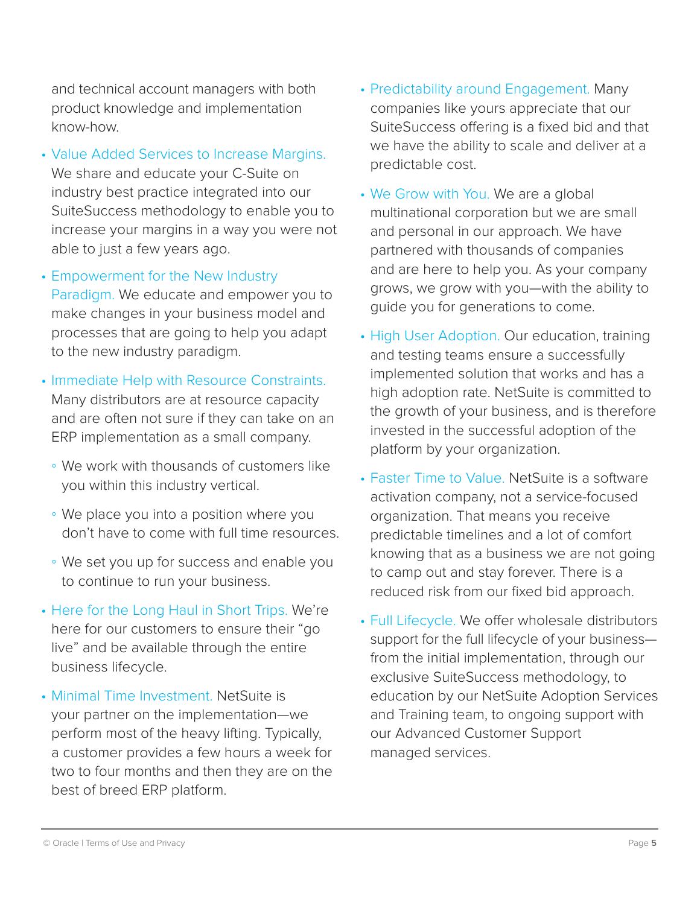and technical account managers with both product knowledge and implementation know-how.

- Value Added Services to Increase Margins. We share and educate your C-Suite on industry best practice integrated into our SuiteSuccess methodology to enable you to increase your margins in a way you were not able to just a few years ago.
- Empowerment for the New Industry Paradigm. We educate and empower you to make changes in your business model and processes that are going to help you adapt to the new industry paradigm.
- Immediate Help with Resource Constraints. Many distributors are at resource capacity and are often not sure if they can take on an ERP implementation as a small company.
  - We work with thousands of customers like you within this industry vertical.
  - We place you into a position where you don't have to come with full time resources.
  - We set you up for success and enable you to continue to run your business.
- Here for the Long Haul in Short Trips. We're here for our customers to ensure their "go live" and be available through the entire business lifecycle.
- Minimal Time Investment. NetSuite is your partner on the implementation—we perform most of the heavy lifting. Typically, a customer provides a few hours a week for two to four months and then they are on the best of breed ERP platform.
- Predictability around Engagement. Many companies like yours appreciate that our SuiteSuccess offering is a fixed bid and that we have the ability to scale and deliver at a predictable cost.
- We Grow with You. We are a global multinational corporation but we are small and personal in our approach. We have partnered with thousands of companies and are here to help you. As your company grows, we grow with you—with the ability to guide you for generations to come.
- High User Adoption. Our education, training and testing teams ensure a successfully implemented solution that works and has a high adoption rate. NetSuite is committed to the growth of your business, and is therefore invested in the successful adoption of the platform by your organization.
- Faster Time to Value. NetSuite is a software activation company, not a service-focused organization. That means you receive predictable timelines and a lot of comfort knowing that as a business we are not going to camp out and stay forever. There is a reduced risk from our fixed bid approach.
- Full Lifecycle. We offer wholesale distributors support for the full lifecycle of your business—from the initial implementation, through our exclusive SuiteSuccess methodology, to education by our NetSuite Adoption Services and Training team, to ongoing support with our Advanced Customer Support managed services.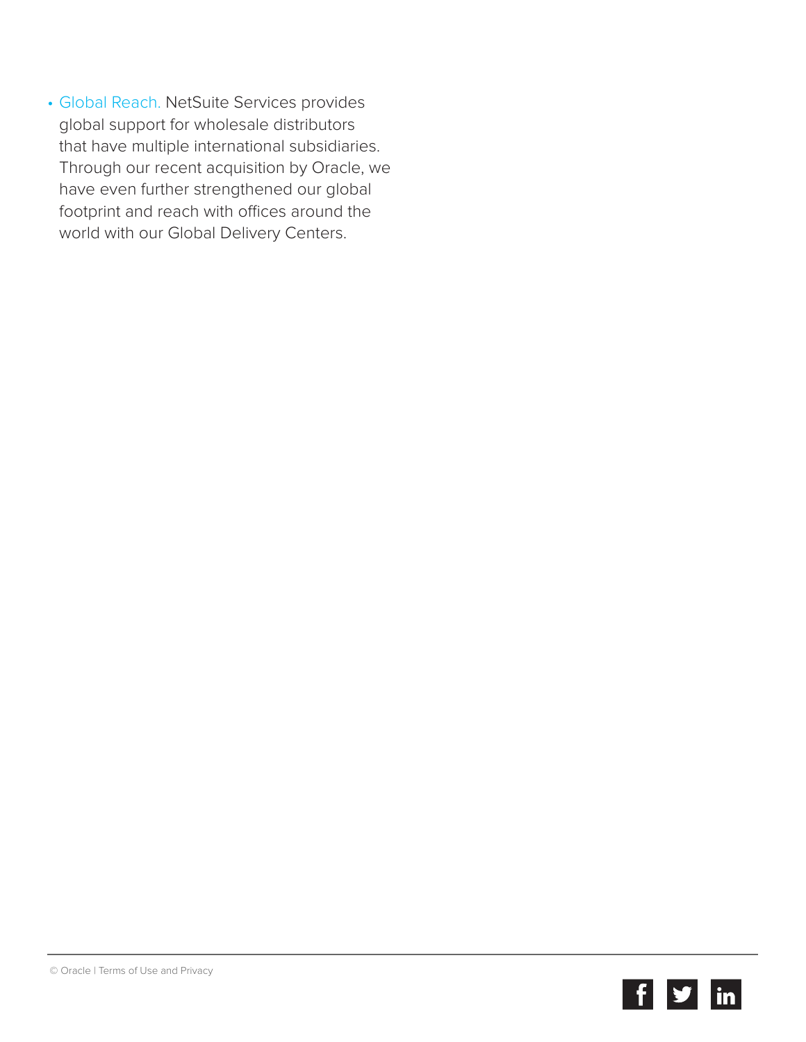- **Global Reach.** NetSuite Services provides global support for wholesale distributors that have multiple international subsidiaries. Through our recent acquisition by Oracle, we have even further strengthened our global footprint and reach with offices around the world with our Global Delivery Centers.

© Oracle | Terms of Use and Privacy